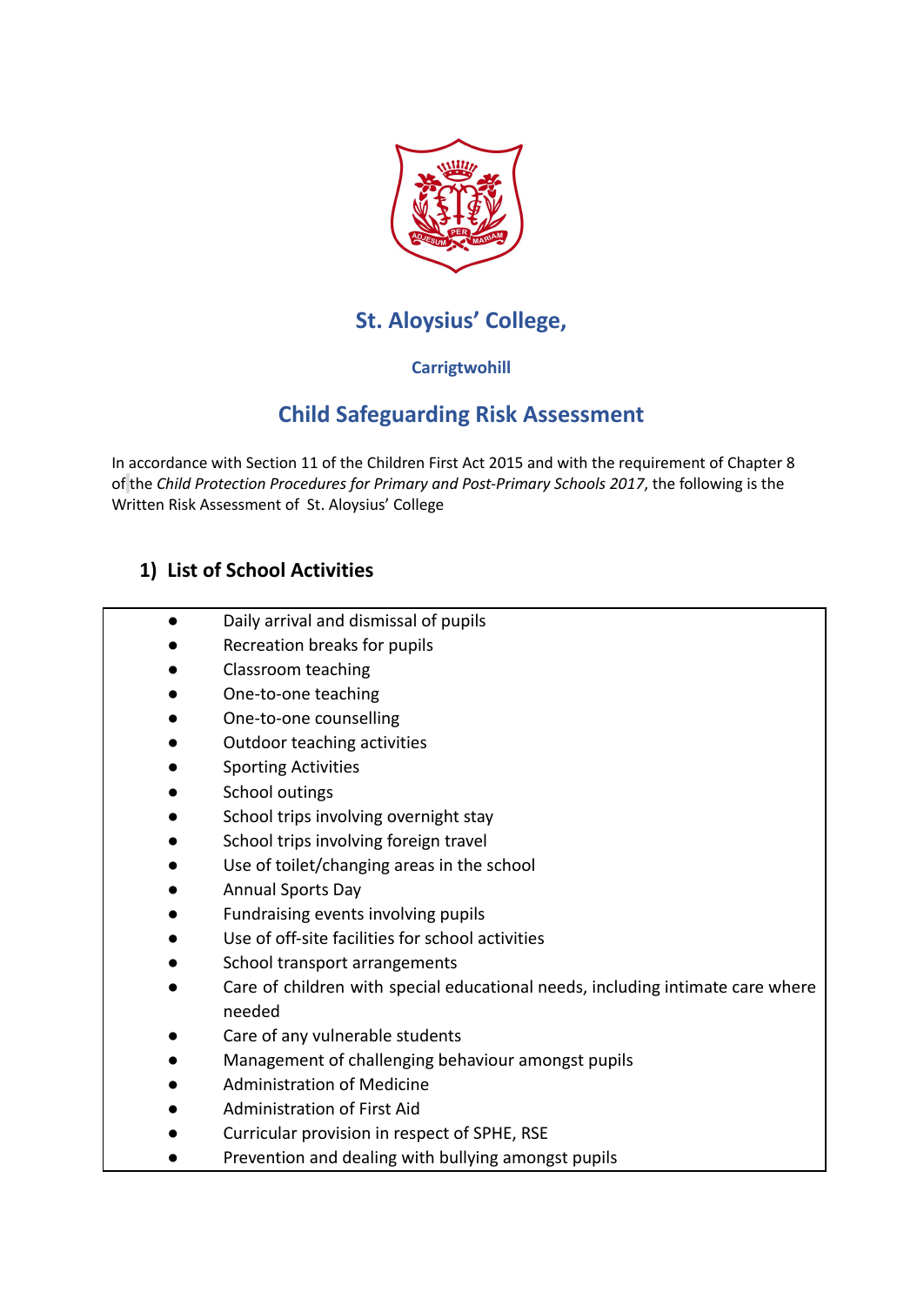## St. Aloysius' College,

### Carrigtwohill

## Child Safeguarding Risk Assessment

In accordance with Section 11 of the Children First Act 2015 and with the requirement of Chapter 8 of the *Child Protection Procedures for Primary and Post-Primary Schools 2017*, the following is the Written Risk Assessment of St. Aloysius' College

### 1) List of School Activities

- Daily arrival and dismissal of pupils
- Recreation breaks for pupils
- Classroom teaching
- One-to-one teaching
- One-to-one counselling
- Outdoor teaching activities
- Sporting Activities
- School outings
- School trips involving overnight stay
- School trips involving foreign travel
- Use of toilet/changing areas in the school
- Annual Sports Day
- Fundraising events involving pupils
- Use of off-site facilities for school activities
- School transport arrangements
- Care of children with special educational needs, including intimate care where needed
- Care of any vulnerable students
- Management of challenging behaviour amongst pupils
- Administration of Medicine
- Administration of First Aid
- Curricular provision in respect of SPHE, RSE
- Prevention and dealing with bullying amongst pupils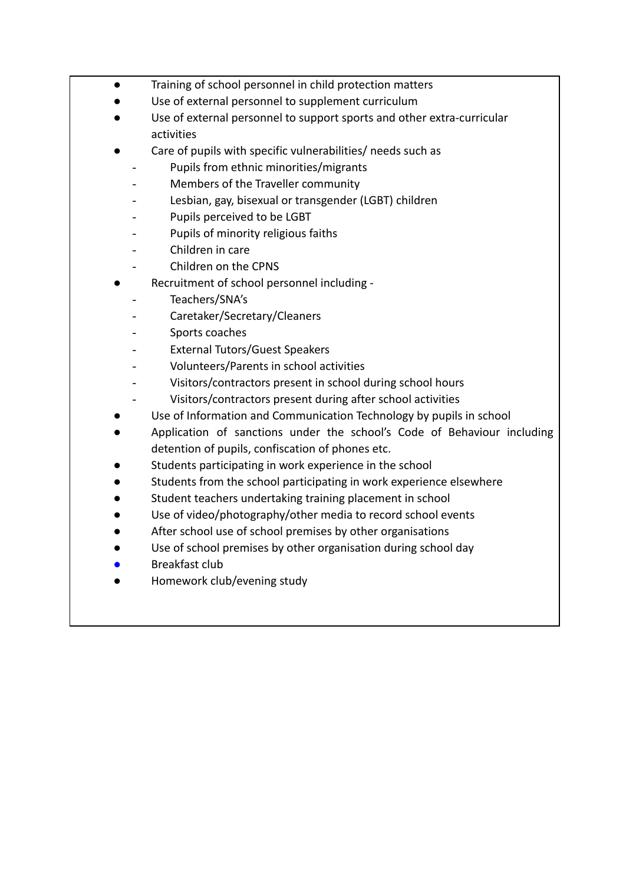- Training of school personnel in child protection matters
- Use of external personnel to supplement curriculum
- Use of external personnel to support sports and other extra-curricular activities
- Care of pupils with specific vulnerabilities/ needs such as
  - Pupils from ethnic minorities/migrants
  - Members of the Traveller community
  - Lesbian, gay, bisexual or transgender (LGBT) children
  - Pupils perceived to be LGBT
  - Pupils of minority religious faiths
  - Children in care
  - Children on the CPNS
- Recruitment of school personnel including -
  - Teachers/SNA's
  - Caretaker/Secretary/Cleaners
  - Sports coaches
  - External Tutors/Guest Speakers
  - Volunteers/Parents in school activities
  - Visitors/contractors present in school during school hours
  - Visitors/contractors present during after school activities
- Use of Information and Communication Technology by pupils in school
- Application of sanctions under the school's Code of Behaviour including detention of pupils, confiscation of phones etc.
- Students participating in work experience in the school
- Students from the school participating in work experience elsewhere
- Student teachers undertaking training placement in school
- Use of video/photography/other media to record school events
- After school use of school premises by other organisations
- Use of school premises by other organisation during school day
- Breakfast club
- Homework club/evening study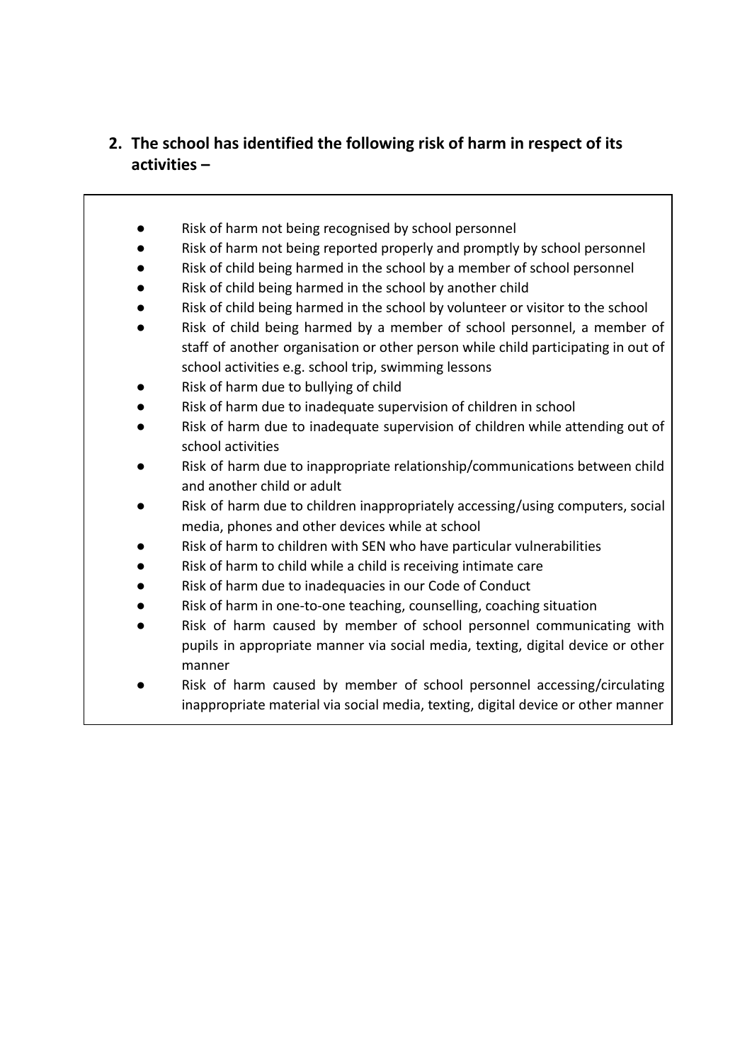2. **The school has identified the following risk of harm in respect of its activities –**

- Risk of harm not being recognised by school personnel
- Risk of harm not being reported properly and promptly by school personnel
- Risk of child being harmed in the school by a member of school personnel
- Risk of child being harmed in the school by another child
- Risk of child being harmed in the school by volunteer or visitor to the school
- Risk of child being harmed by a member of school personnel, a member of staff of another organisation or other person while child participating in out of school activities e.g. school trip, swimming lessons
- Risk of harm due to bullying of child
- Risk of harm due to inadequate supervision of children in school
- Risk of harm due to inadequate supervision of children while attending out of school activities
- Risk of harm due to inappropriate relationship/communications between child and another child or adult
- Risk of harm due to children inappropriately accessing/using computers, social media, phones and other devices while at school
- Risk of harm to children with SEN who have particular vulnerabilities
- Risk of harm to child while a child is receiving intimate care
- Risk of harm due to inadequacies in our Code of Conduct
- Risk of harm in one-to-one teaching, counselling, coaching situation
- Risk of harm caused by member of school personnel communicating with pupils in appropriate manner via social media, texting, digital device or other manner
- Risk of harm caused by member of school personnel accessing/circulating inappropriate material via social media, texting, digital device or other manner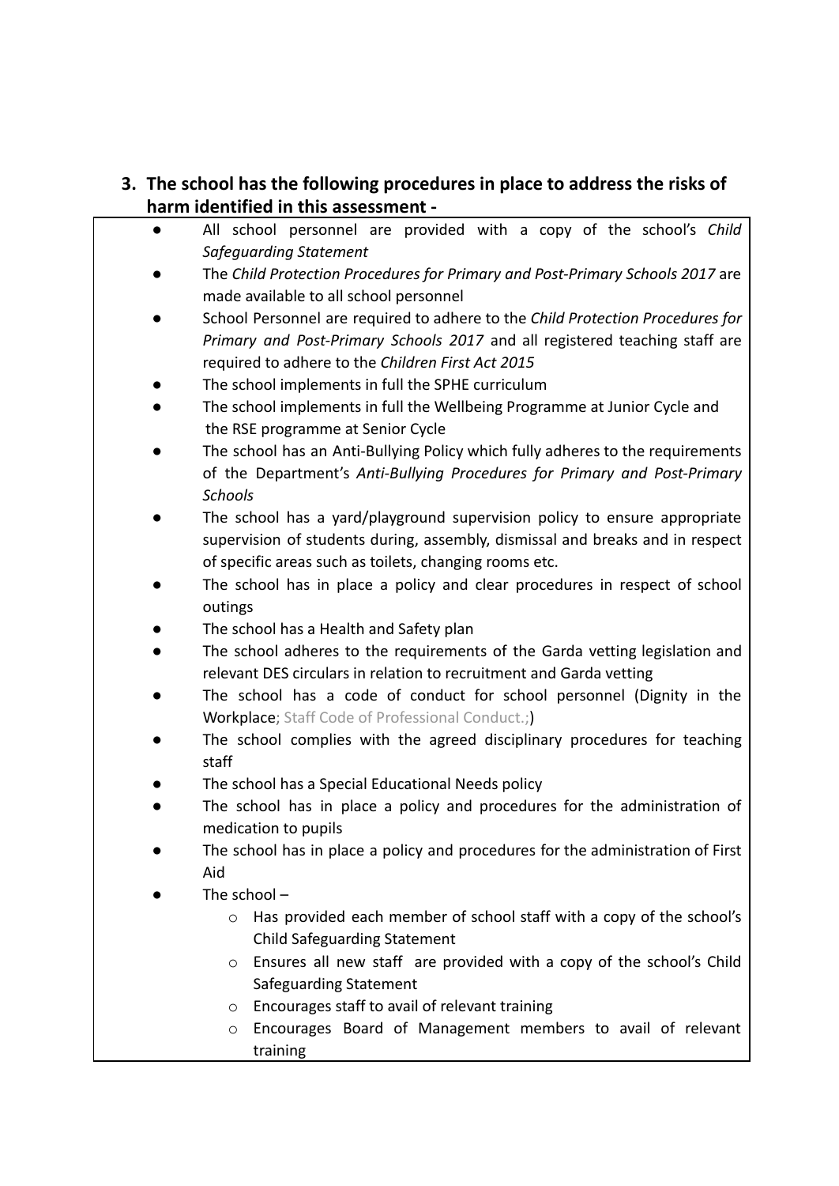3. **The school has the following procedures in place to address the risks of harm identified in this assessment -**

- All school personnel are provided with a copy of the school's *Child Safeguarding Statement*
- The *Child Protection Procedures for Primary and Post-Primary Schools 2017* are made available to all school personnel
- School Personnel are required to adhere to the *Child Protection Procedures for Primary and Post-Primary Schools 2017* and all registered teaching staff are required to adhere to the *Children First Act 2015*
- The school implements in full the SPHE curriculum
- The school implements in full the Wellbeing Programme at Junior Cycle and the RSE programme at Senior Cycle
- The school has an Anti-Bullying Policy which fully adheres to the requirements of the Department's *Anti-Bullying Procedures for Primary and Post-Primary Schools*
- The school has a yard/playground supervision policy to ensure appropriate supervision of students during, assembly, dismissal and breaks and in respect of specific areas such as toilets, changing rooms etc.
- The school has in place a policy and clear procedures in respect of school outings
- The school has a Health and Safety plan
- The school adheres to the requirements of the Garda vetting legislation and relevant DES circulars in relation to recruitment and Garda vetting
- The school has a code of conduct for school personnel (Dignity in the Workplace; Staff Code of Professional Conduct.;)
- The school complies with the agreed disciplinary procedures for teaching staff
- The school has a Special Educational Needs policy
- The school has in place a policy and procedures for the administration of medication to pupils
- The school has in place a policy and procedures for the administration of First Aid
- The school –
    - Has provided each member of school staff with a copy of the school's Child Safeguarding Statement
    - Ensures all new staff are provided with a copy of the school's Child Safeguarding Statement
    - Encourages staff to avail of relevant training
    - Encourages Board of Management members to avail of relevant training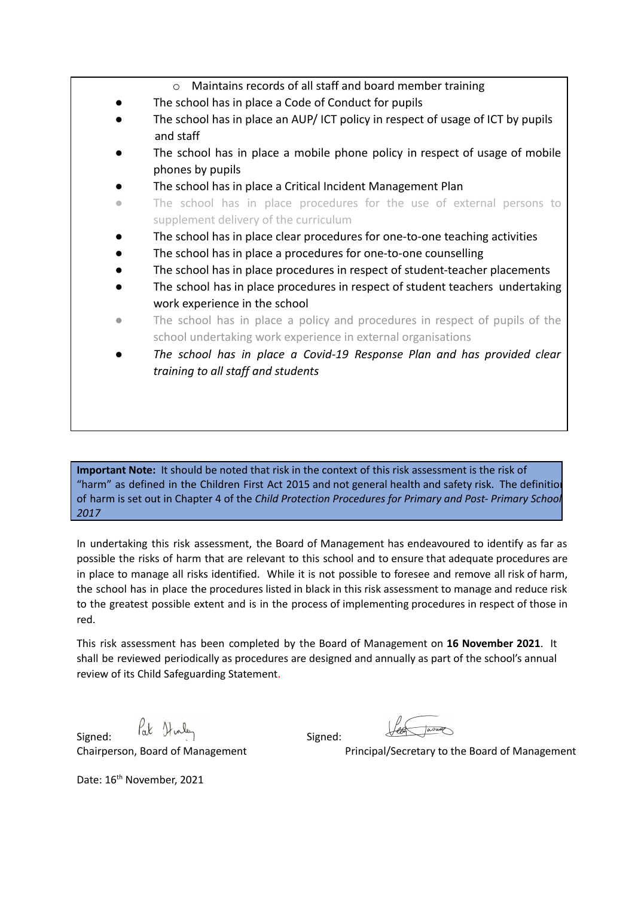- Maintains records of all staff and board member training

- The school has in place a Code of Conduct for pupils
- The school has in place an AUP/ ICT policy in respect of usage of ICT by pupils and staff
- The school has in place a mobile phone policy in respect of usage of mobile phones by pupils
- The school has in place a Critical Incident Management Plan
- The school has in place procedures for the use of external persons to supplement delivery of the curriculum
- The school has in place clear procedures for one-to-one teaching activities
- The school has in place a procedures for one-to-one counselling
- The school has in place procedures in respect of student-teacher placements
- The school has in place procedures in respect of student teachers undertaking work experience in the school
- The school has in place a policy and procedures in respect of pupils of the school undertaking work experience in external organisations
- *The school has in place a Covid-19 Response Plan and has provided clear training to all staff and students*

**Important Note:** It should be noted that risk in the context of this risk assessment is the risk of "harm" as defined in the Children First Act 2015 and not general health and safety risk. The definition of harm is set out in Chapter 4 of the *Child Protection Procedures for Primary and Post- Primary School 2017*

In undertaking this risk assessment, the Board of Management has endeavoured to identify as far as possible the risks of harm that are relevant to this school and to ensure that adequate procedures are in place to manage all risks identified. While it is not possible to foresee and remove all risk of harm, the school has in place the procedures listed in black in this risk assessment to manage and reduce risk to the greatest possible extent and is in the process of implementing procedures in respect of those in red.

This risk assessment has been completed by the Board of Management on **16 November 2021**. It shall be reviewed periodically as procedures are designed and annually as part of the school's annual review of its Child Safeguarding Statement.

Signed: Pat Hurley
Chairperson, Board of Management

Signed:
Principal/Secretary to the Board of Management

Date: 16th November, 2021